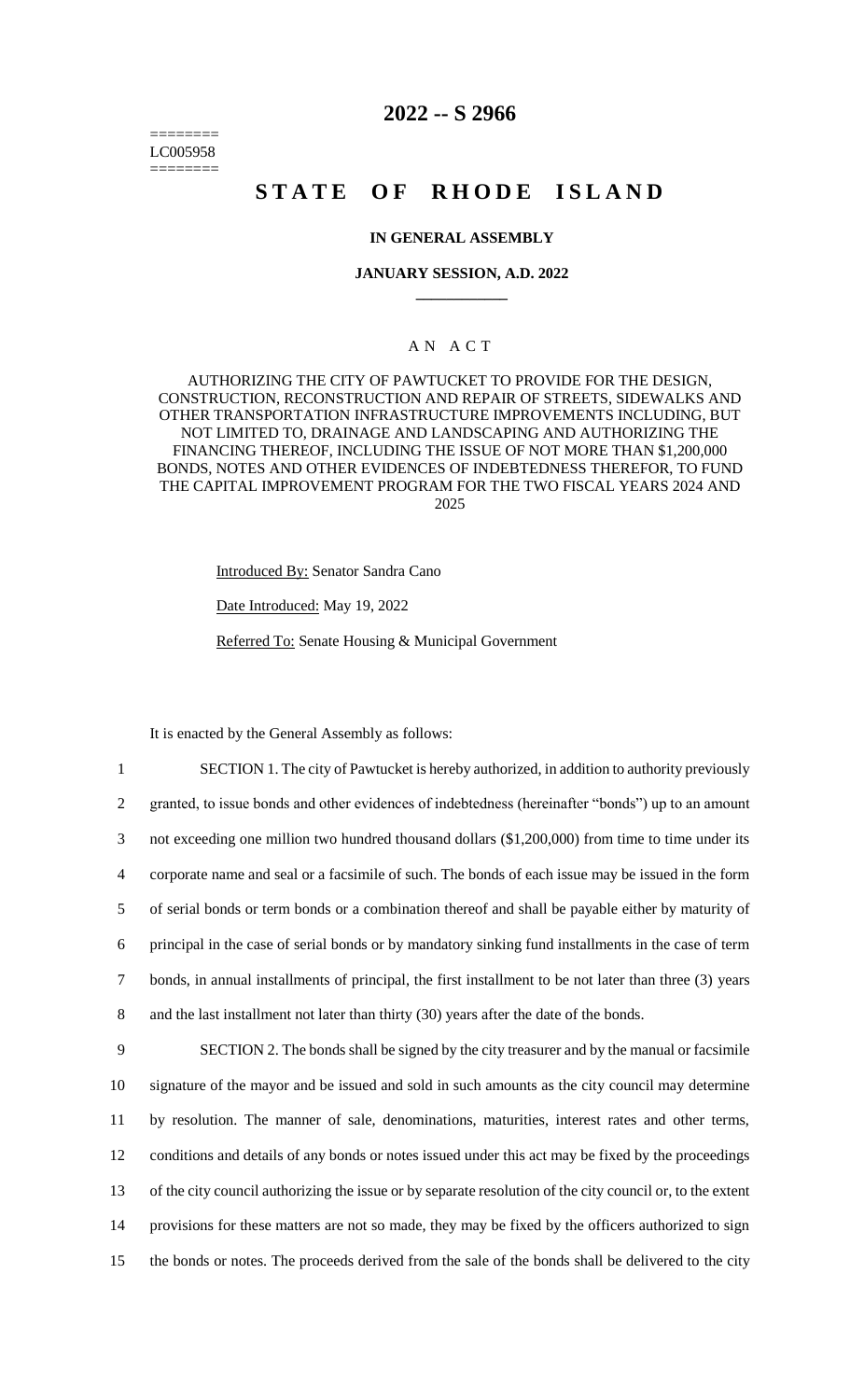========
LC005958
========

# 2022 -- S 2966

# STATE OF RHODE ISLAND

## IN GENERAL ASSEMBLY

### JANUARY SESSION, A.D. 2022

---

A N A C T

AUTHORIZING THE CITY OF PAWTUCKET TO PROVIDE FOR THE DESIGN, CONSTRUCTION, RECONSTRUCTION AND REPAIR OF STREETS, SIDEWALKS AND OTHER TRANSPORTATION INFRASTRUCTURE IMPROVEMENTS INCLUDING, BUT NOT LIMITED TO, DRAINAGE AND LANDSCAPING AND AUTHORIZING THE FINANCING THEREOF, INCLUDING THE ISSUE OF NOT MORE THAN $1,200,000 BONDS, NOTES AND OTHER EVIDENCES OF INDEBTEDNESS THEREFOR, TO FUND THE CAPITAL IMPROVEMENT PROGRAM FOR THE TWO FISCAL YEARS 2024 AND 2025

Introduced By: Senator Sandra Cano

Date Introduced: May 19, 2022

Referred To: Senate Housing & Municipal Government

It is enacted by the General Assembly as follows:

1 SECTION 1. The city of Pawtucket is hereby authorized, in addition to authority previously
2 granted, to issue bonds and other evidences of indebtedness (hereinafter "bonds") up to an amount
3 not exceeding one million two hundred thousand dollars ($1,200,000) from time to time under its
4 corporate name and seal or a facsimile of such. The bonds of each issue may be issued in the form
5 of serial bonds or term bonds or a combination thereof and shall be payable either by maturity of
6 principal in the case of serial bonds or by mandatory sinking fund installments in the case of term
7 bonds, in annual installments of principal, the first installment to be not later than three (3) years
8 and the last installment not later than thirty (30) years after the date of the bonds.

9 SECTION 2. The bonds shall be signed by the city treasurer and by the manual or facsimile
10 signature of the mayor and be issued and sold in such amounts as the city council may determine
11 by resolution. The manner of sale, denominations, maturities, interest rates and other terms,
12 conditions and details of any bonds or notes issued under this act may be fixed by the proceedings
13 of the city council authorizing the issue or by separate resolution of the city council or, to the extent
14 provisions for these matters are not so made, they may be fixed by the officers authorized to sign
15 the bonds or notes. The proceeds derived from the sale of the bonds shall be delivered to the city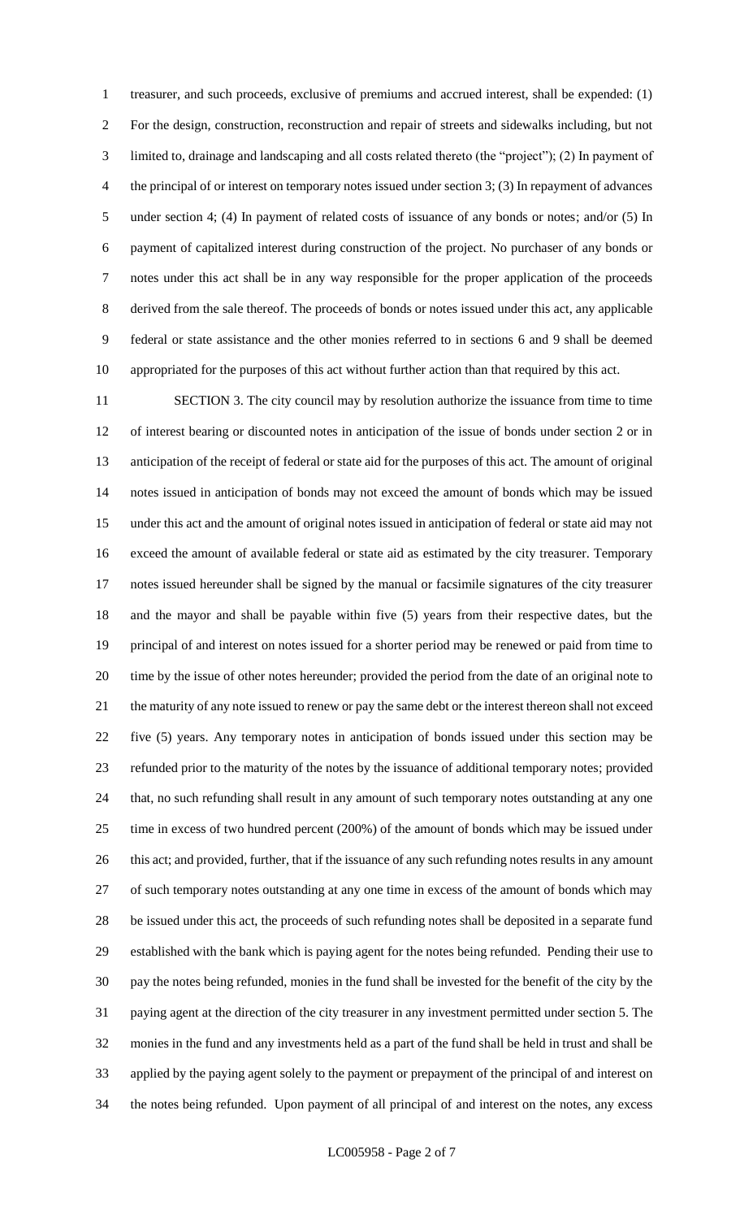treasurer, and such proceeds, exclusive of premiums and accrued interest, shall be expended: (1) For the design, construction, reconstruction and repair of streets and sidewalks including, but not limited to, drainage and landscaping and all costs related thereto (the "project"); (2) In payment of the principal of or interest on temporary notes issued under section 3; (3) In repayment of advances under section 4; (4) In payment of related costs of issuance of any bonds or notes; and/or (5) In payment of capitalized interest during construction of the project. No purchaser of any bonds or notes under this act shall be in any way responsible for the proper application of the proceeds derived from the sale thereof. The proceeds of bonds or notes issued under this act, any applicable federal or state assistance and the other monies referred to in sections 6 and 9 shall be deemed appropriated for the purposes of this act without further action than that required by this act.

SECTION 3. The city council may by resolution authorize the issuance from time to time of interest bearing or discounted notes in anticipation of the issue of bonds under section 2 or in anticipation of the receipt of federal or state aid for the purposes of this act. The amount of original notes issued in anticipation of bonds may not exceed the amount of bonds which may be issued under this act and the amount of original notes issued in anticipation of federal or state aid may not exceed the amount of available federal or state aid as estimated by the city treasurer. Temporary notes issued hereunder shall be signed by the manual or facsimile signatures of the city treasurer and the mayor and shall be payable within five (5) years from their respective dates, but the principal of and interest on notes issued for a shorter period may be renewed or paid from time to time by the issue of other notes hereunder; provided the period from the date of an original note to the maturity of any note issued to renew or pay the same debt or the interest thereon shall not exceed five (5) years. Any temporary notes in anticipation of bonds issued under this section may be refunded prior to the maturity of the notes by the issuance of additional temporary notes; provided that, no such refunding shall result in any amount of such temporary notes outstanding at any one time in excess of two hundred percent (200%) of the amount of bonds which may be issued under this act; and provided, further, that if the issuance of any such refunding notes results in any amount of such temporary notes outstanding at any one time in excess of the amount of bonds which may be issued under this act, the proceeds of such refunding notes shall be deposited in a separate fund established with the bank which is paying agent for the notes being refunded. Pending their use to pay the notes being refunded, monies in the fund shall be invested for the benefit of the city by the paying agent at the direction of the city treasurer in any investment permitted under section 5. The monies in the fund and any investments held as a part of the fund shall be held in trust and shall be applied by the paying agent solely to the payment or prepayment of the principal of and interest on the notes being refunded. Upon payment of all principal of and interest on the notes, any excess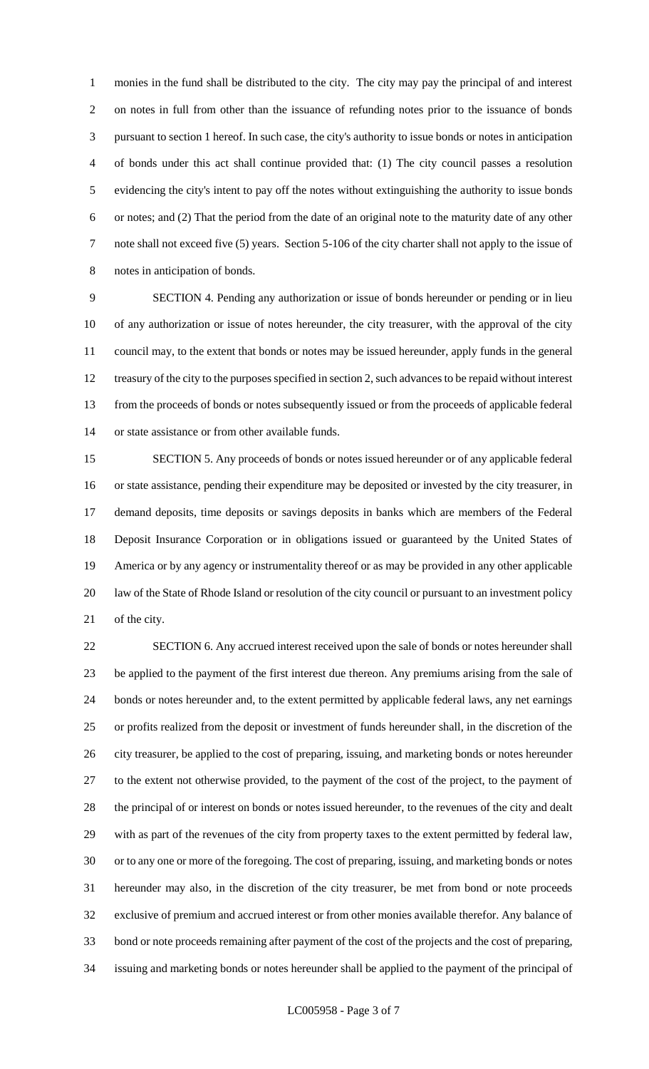monies in the fund shall be distributed to the city. The city may pay the principal of and interest on notes in full from other than the issuance of refunding notes prior to the issuance of bonds pursuant to section 1 hereof. In such case, the city's authority to issue bonds or notes in anticipation of bonds under this act shall continue provided that: (1) The city council passes a resolution evidencing the city's intent to pay off the notes without extinguishing the authority to issue bonds or notes; and (2) That the period from the date of an original note to the maturity date of any other note shall not exceed five (5) years. Section 5-106 of the city charter shall not apply to the issue of notes in anticipation of bonds.

SECTION 4. Pending any authorization or issue of bonds hereunder or pending or in lieu of any authorization or issue of notes hereunder, the city treasurer, with the approval of the city council may, to the extent that bonds or notes may be issued hereunder, apply funds in the general treasury of the city to the purposes specified in section 2, such advances to be repaid without interest from the proceeds of bonds or notes subsequently issued or from the proceeds of applicable federal or state assistance or from other available funds.

SECTION 5. Any proceeds of bonds or notes issued hereunder or of any applicable federal or state assistance, pending their expenditure may be deposited or invested by the city treasurer, in demand deposits, time deposits or savings deposits in banks which are members of the Federal Deposit Insurance Corporation or in obligations issued or guaranteed by the United States of America or by any agency or instrumentality thereof or as may be provided in any other applicable law of the State of Rhode Island or resolution of the city council or pursuant to an investment policy of the city.

SECTION 6. Any accrued interest received upon the sale of bonds or notes hereunder shall be applied to the payment of the first interest due thereon. Any premiums arising from the sale of bonds or notes hereunder and, to the extent permitted by applicable federal laws, any net earnings or profits realized from the deposit or investment of funds hereunder shall, in the discretion of the city treasurer, be applied to the cost of preparing, issuing, and marketing bonds or notes hereunder to the extent not otherwise provided, to the payment of the cost of the project, to the payment of the principal of or interest on bonds or notes issued hereunder, to the revenues of the city and dealt with as part of the revenues of the city from property taxes to the extent permitted by federal law, or to any one or more of the foregoing. The cost of preparing, issuing, and marketing bonds or notes hereunder may also, in the discretion of the city treasurer, be met from bond or note proceeds exclusive of premium and accrued interest or from other monies available therefor. Any balance of bond or note proceeds remaining after payment of the cost of the projects and the cost of preparing, issuing and marketing bonds or notes hereunder shall be applied to the payment of the principal of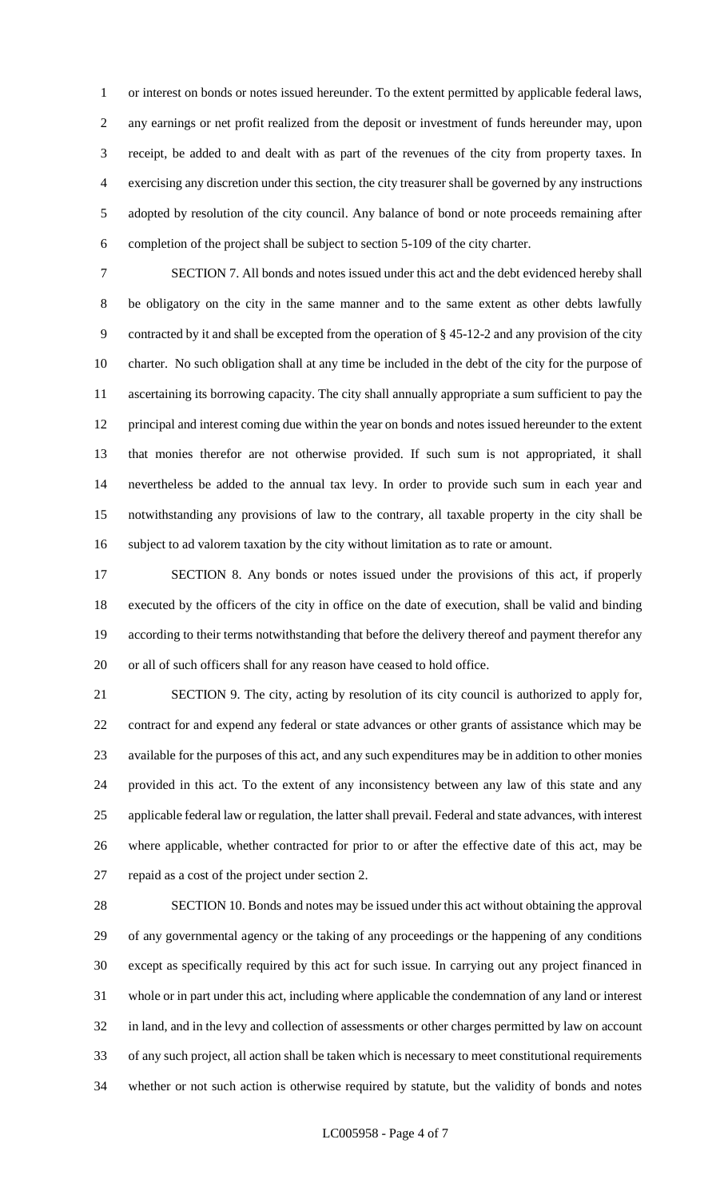or interest on bonds or notes issued hereunder. To the extent permitted by applicable federal laws, any earnings or net profit realized from the deposit or investment of funds hereunder may, upon receipt, be added to and dealt with as part of the revenues of the city from property taxes. In exercising any discretion under this section, the city treasurer shall be governed by any instructions adopted by resolution of the city council. Any balance of bond or note proceeds remaining after completion of the project shall be subject to section 5-109 of the city charter.

SECTION 7. All bonds and notes issued under this act and the debt evidenced hereby shall be obligatory on the city in the same manner and to the same extent as other debts lawfully contracted by it and shall be excepted from the operation of § 45-12-2 and any provision of the city charter. No such obligation shall at any time be included in the debt of the city for the purpose of ascertaining its borrowing capacity. The city shall annually appropriate a sum sufficient to pay the principal and interest coming due within the year on bonds and notes issued hereunder to the extent that monies therefor are not otherwise provided. If such sum is not appropriated, it shall nevertheless be added to the annual tax levy. In order to provide such sum in each year and notwithstanding any provisions of law to the contrary, all taxable property in the city shall be subject to ad valorem taxation by the city without limitation as to rate or amount.

SECTION 8. Any bonds or notes issued under the provisions of this act, if properly executed by the officers of the city in office on the date of execution, shall be valid and binding according to their terms notwithstanding that before the delivery thereof and payment therefor any or all of such officers shall for any reason have ceased to hold office.

SECTION 9. The city, acting by resolution of its city council is authorized to apply for, contract for and expend any federal or state advances or other grants of assistance which may be available for the purposes of this act, and any such expenditures may be in addition to other monies provided in this act. To the extent of any inconsistency between any law of this state and any applicable federal law or regulation, the latter shall prevail. Federal and state advances, with interest where applicable, whether contracted for prior to or after the effective date of this act, may be repaid as a cost of the project under section 2.

SECTION 10. Bonds and notes may be issued under this act without obtaining the approval of any governmental agency or the taking of any proceedings or the happening of any conditions except as specifically required by this act for such issue. In carrying out any project financed in whole or in part under this act, including where applicable the condemnation of any land or interest in land, and in the levy and collection of assessments or other charges permitted by law on account of any such project, all action shall be taken which is necessary to meet constitutional requirements whether or not such action is otherwise required by statute, but the validity of bonds and notes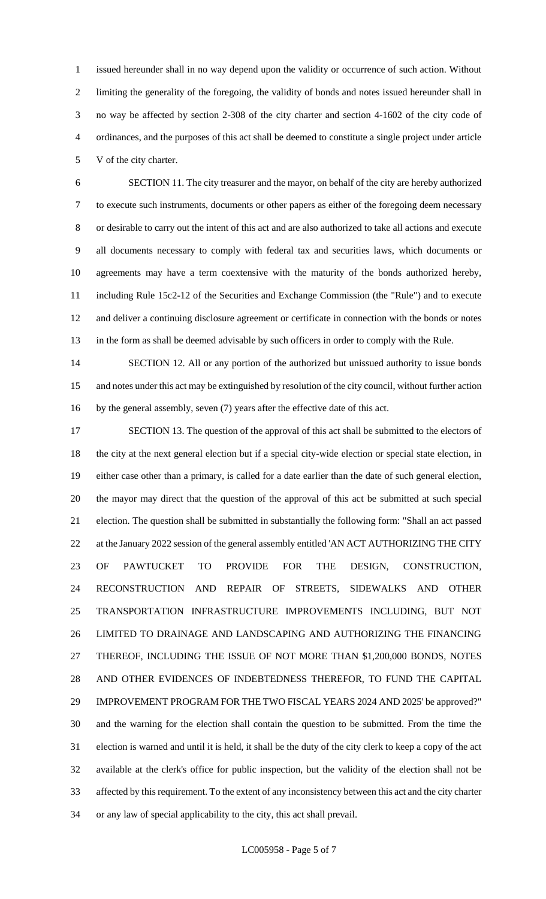issued hereunder shall in no way depend upon the validity or occurrence of such action. Without limiting the generality of the foregoing, the validity of bonds and notes issued hereunder shall in no way be affected by section 2-308 of the city charter and section 4-1602 of the city code of ordinances, and the purposes of this act shall be deemed to constitute a single project under article V of the city charter.

SECTION 11. The city treasurer and the mayor, on behalf of the city are hereby authorized to execute such instruments, documents or other papers as either of the foregoing deem necessary or desirable to carry out the intent of this act and are also authorized to take all actions and execute all documents necessary to comply with federal tax and securities laws, which documents or agreements may have a term coextensive with the maturity of the bonds authorized hereby, including Rule 15c2-12 of the Securities and Exchange Commission (the "Rule") and to execute and deliver a continuing disclosure agreement or certificate in connection with the bonds or notes in the form as shall be deemed advisable by such officers in order to comply with the Rule.

SECTION 12. All or any portion of the authorized but unissued authority to issue bonds and notes under this act may be extinguished by resolution of the city council, without further action by the general assembly, seven (7) years after the effective date of this act.

SECTION 13. The question of the approval of this act shall be submitted to the electors of the city at the next general election but if a special city-wide election or special state election, in either case other than a primary, is called for a date earlier than the date of such general election, the mayor may direct that the question of the approval of this act be submitted at such special election. The question shall be submitted in substantially the following form: "Shall an act passed at the January 2022 session of the general assembly entitled 'AN ACT AUTHORIZING THE CITY OF PAWTUCKET TO PROVIDE FOR THE DESIGN, CONSTRUCTION, RECONSTRUCTION AND REPAIR OF STREETS, SIDEWALKS AND OTHER TRANSPORTATION INFRASTRUCTURE IMPROVEMENTS INCLUDING, BUT NOT LIMITED TO DRAINAGE AND LANDSCAPING AND AUTHORIZING THE FINANCING THEREOF, INCLUDING THE ISSUE OF NOT MORE THAN $1,200,000 BONDS, NOTES AND OTHER EVIDENCES OF INDEBTEDNESS THEREFOR, TO FUND THE CAPITAL IMPROVEMENT PROGRAM FOR THE TWO FISCAL YEARS 2024 AND 2025' be approved?" and the warning for the election shall contain the question to be submitted. From the time the election is warned and until it is held, it shall be the duty of the city clerk to keep a copy of the act available at the clerk's office for public inspection, but the validity of the election shall not be affected by this requirement. To the extent of any inconsistency between this act and the city charter or any law of special applicability to the city, this act shall prevail.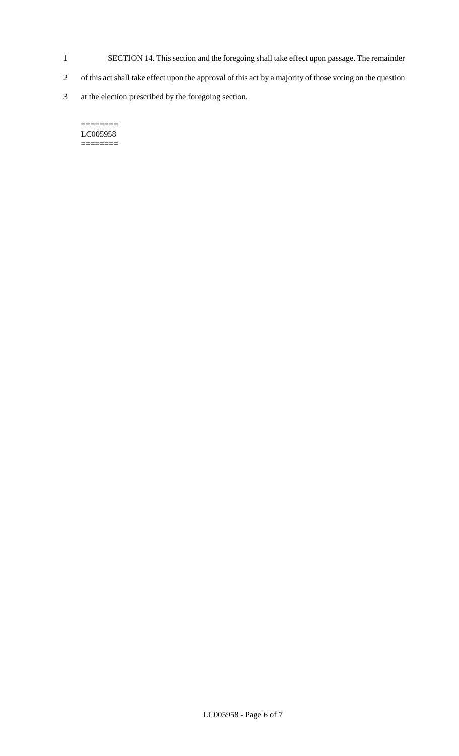SECTION 14. This section and the foregoing shall take effect upon passage. The remainder of this act shall take effect upon the approval of this act by a majority of those voting on the question at the election prescribed by the foregoing section.

========
LC005958
========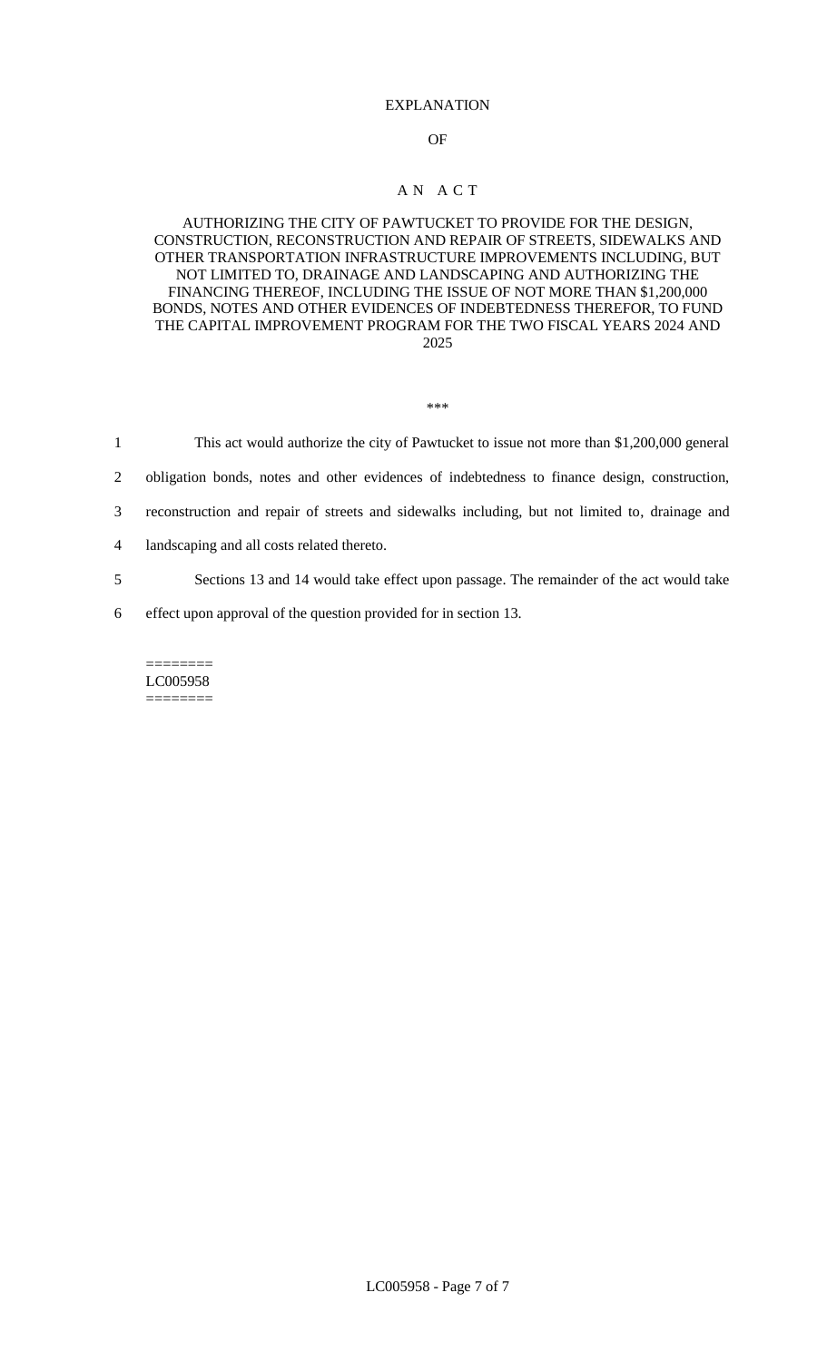EXPLANATION

OF

A N A C T

AUTHORIZING THE CITY OF PAWTUCKET TO PROVIDE FOR THE DESIGN, CONSTRUCTION, RECONSTRUCTION AND REPAIR OF STREETS, SIDEWALKS AND OTHER TRANSPORTATION INFRASTRUCTURE IMPROVEMENTS INCLUDING, BUT NOT LIMITED TO, DRAINAGE AND LANDSCAPING AND AUTHORIZING THE FINANCING THEREOF, INCLUDING THE ISSUE OF NOT MORE THAN $1,200,000 BONDS, NOTES AND OTHER EVIDENCES OF INDEBTEDNESS THEREFOR, TO FUND THE CAPITAL IMPROVEMENT PROGRAM FOR THE TWO FISCAL YEARS 2024 AND 2025

\*\*\*

1 This act would authorize the city of Pawtucket to issue not more than $1,200,000 general
2 obligation bonds, notes and other evidences of indebtedness to finance design, construction,
3 reconstruction and repair of streets and sidewalks including, but not limited to, drainage and
4 landscaping and all costs related thereto.
5 Sections 13 and 14 would take effect upon passage. The remainder of the act would take
6 effect upon approval of the question provided for in section 13.

========
LC005958
========